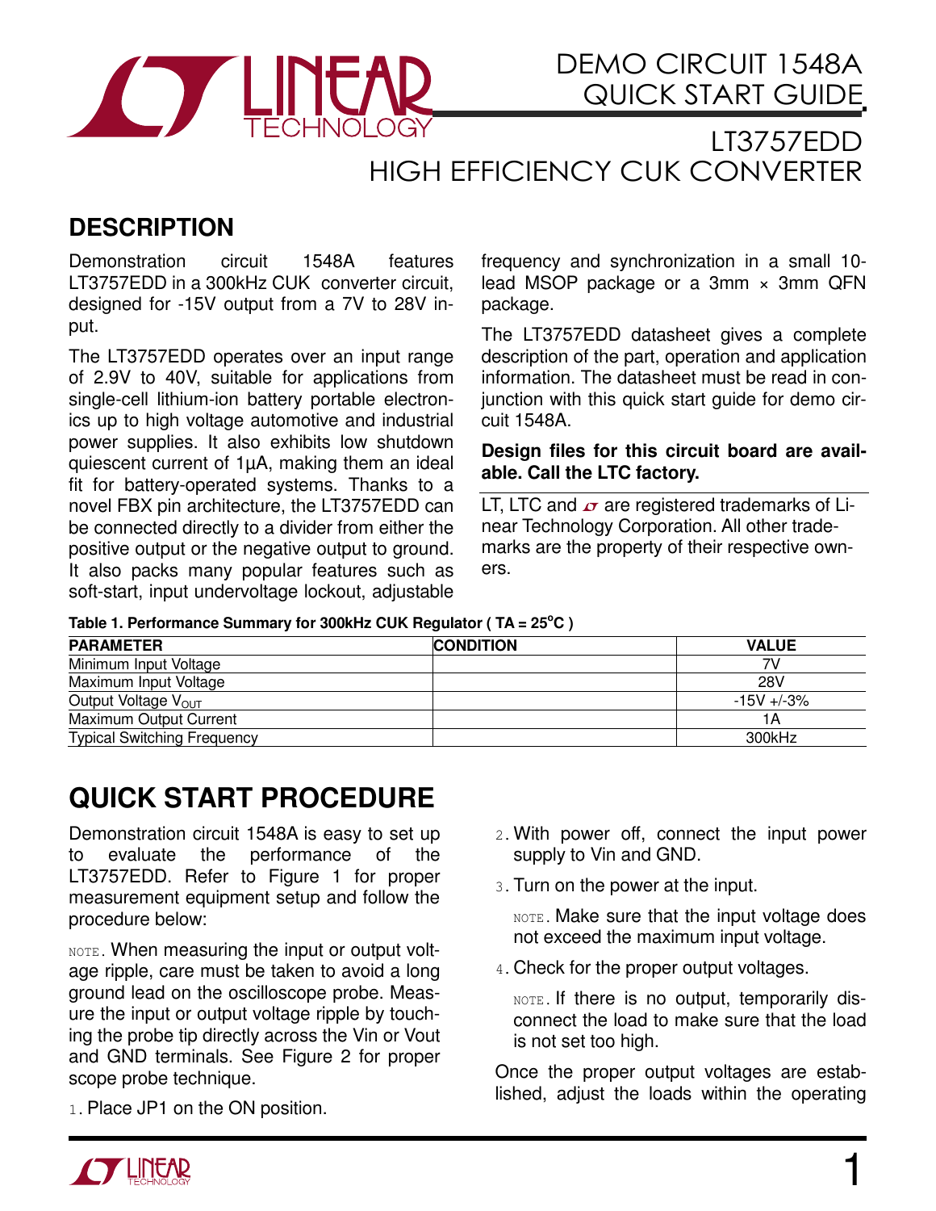# DEMO CIRCUIT 1548A QUICK START GUIDE

# LT3757EDD HIGH EFFICIENCY CUK CONVERTER

## DESCRIPTION

Demonstration circuit 1548A features LT3757EDD in a 300kHz CUK converter circuit, designed for -15V output from a 7V to 28V input.

The LT3757EDD operates over an input range of 2.9V to 40V, suitable for applications from single-cell lithium-ion battery portable electronics up to high voltage automotive and industrial power supplies. It also exhibits low shutdown quiescent current of 1µA, making them an ideal fit for battery-operated systems. Thanks to a novel FBX pin architecture, the LT3757EDD can be connected directly to a divider from either the positive output or the negative output to ground. It also packs many popular features such as soft-start, input undervoltage lockout, adjustable frequency and synchronization in a small 10-lead MSOP package or a 3mm × 3mm QFN package.

The LT3757EDD datasheet gives a complete description of the part, operation and application information. The datasheet must be read in conjunction with this quick start guide for demo circuit 1548A.

**Design files for this circuit board are available. Call the LTC factory.**

LT, LTC and LT logo are registered trademarks of Linear Technology Corporation. All other trademarks are the property of their respective owners.

**Table 1. Performance Summary for 300kHz CUK Regulator ( TA = 25°C )**

| PARAMETER | CONDITION | VALUE |
|---|---|---|
| Minimum Input Voltage | | 7V |
| Maximum Input Voltage | | 28V |
| Output Voltage $V_{OUT}$ | | -15V +/-3% |
| Maximum Output Current | | 1A |
| Typical Switching Frequency | | 300kHz |

## QUICK START PROCEDURE

Demonstration circuit 1548A is easy to set up to evaluate the performance of the LT3757EDD. Refer to Figure 1 for proper measurement equipment setup and follow the procedure below:

NOTE. When measuring the input or output voltage ripple, care must be taken to avoid a long ground lead on the oscilloscope probe. Measure the input or output voltage ripple by touching the probe tip directly across the Vin or Vout and GND terminals. See Figure 2 for proper scope probe technique.

1. Place JP1 on the ON position.
2. With power off, connect the input power supply to Vin and GND.
3. Turn on the power at the input.

   NOTE. Make sure that the input voltage does not exceed the maximum input voltage.

4. Check for the proper output voltages.

   NOTE. If there is no output, temporarily disconnect the load to make sure that the load is not set too high.

Once the proper output voltages are established, adjust the loads within the operating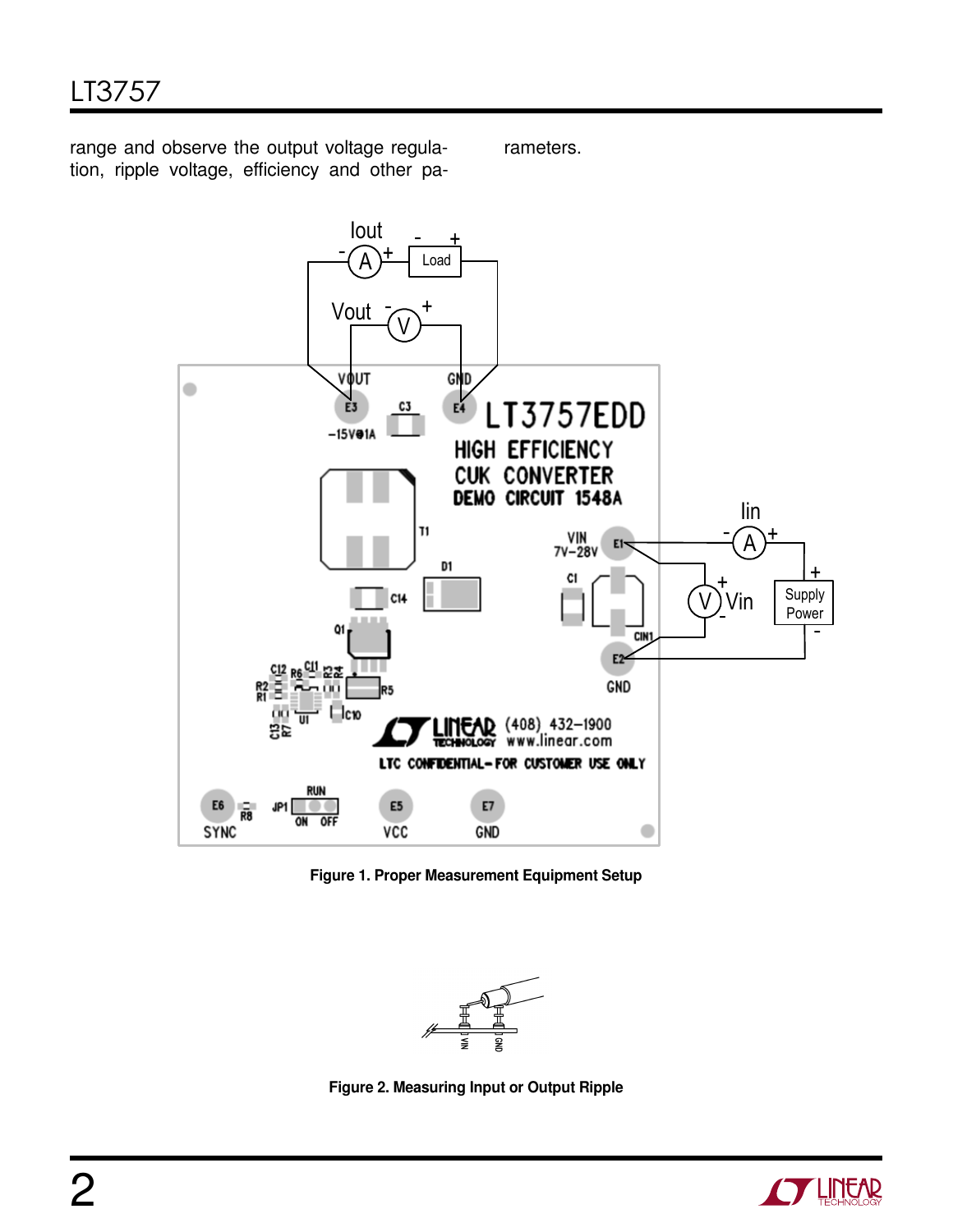range and observe the output voltage regulation, ripple voltage, efficiency and other parameters.

Figure 1. Proper Measurement Equipment Setup

Figure 2. Measuring Input or Output Ripple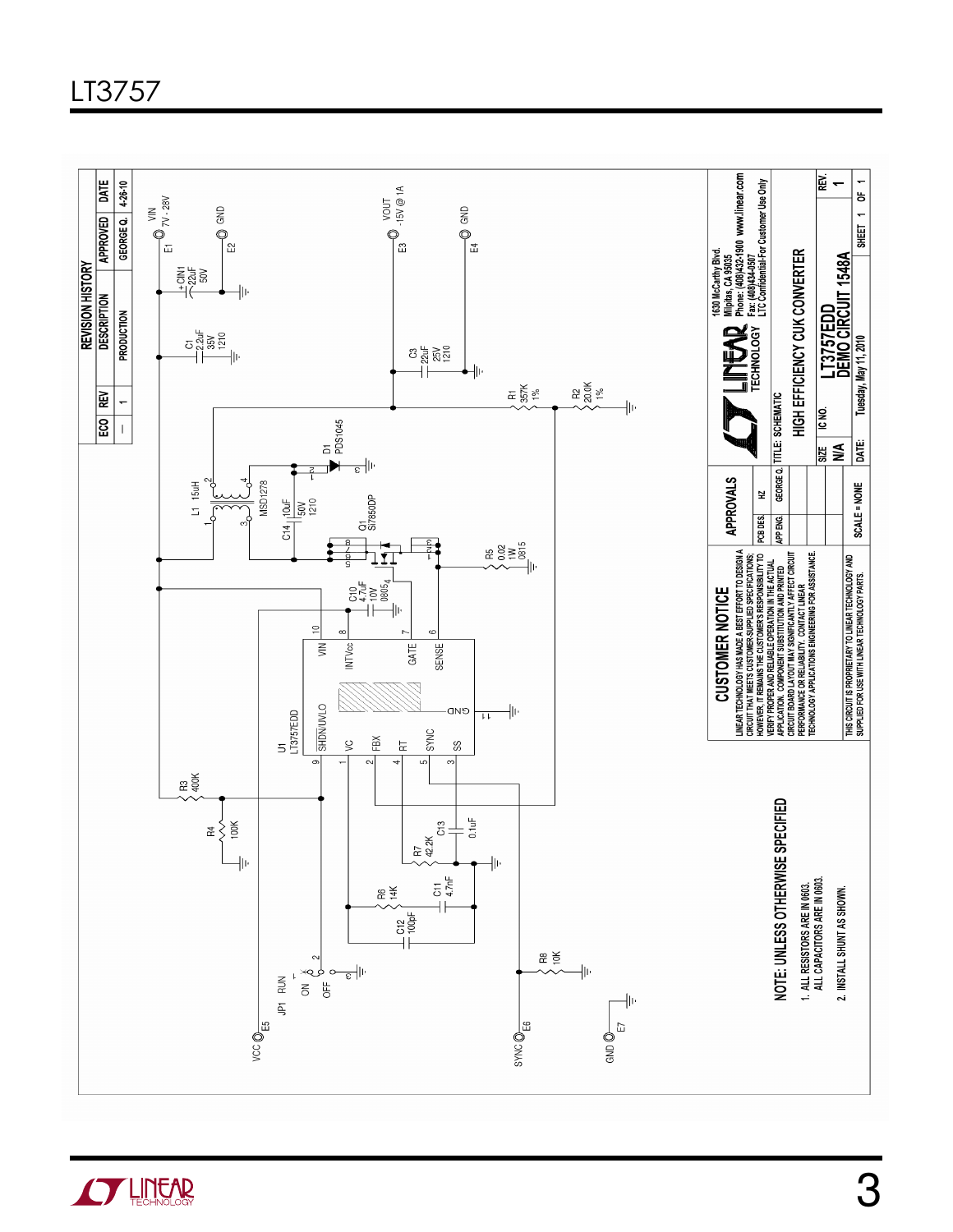REVISION HISTORY

| ECO | REV | DESCRIPTION | APPROVED | DATE |
|---|---|---|---|---|
| — | 1 | PRODUCTION | GEORGE Q. | 4-26-10 |

VIN
7V - 28V
E1

GND
E2

VOUT
-15V @ 1A
E3

GND
E4

+CIN1
22uF
50V

C1
2.2uF
35V
1210

C3
22uF
25V
1210

R1
357K
1%

R2
20.0K
1%

L1 15uH
MSD1278

D1
PDS1045

C14 10uF
50V
1210

Q1
Si7850DP

R5
0.02
1W
0815

C10
4.7uF
10V
0805

U1
LT3757EDD

SHDN/UVLO, VIN, INTVcc, GATE, SENSE, GND, VC, FBX, RT, SYNC, SS

R3
400K

R4
100K

R6
14K

C11
4.7nF

C12
100pF

R7
42.2K

C13
0.1uF

R8
10K

JP1 RUN
ON
OFF

VCC E5

SYNC E6

GND E7

NOTE: UNLESS OTHERWISE SPECIFIED

1. ALL RESISTORS ARE IN 0603.
   ALL CAPACITORS ARE IN 0603.

2. INSTALL SHUNT AS SHOWN.

CUSTOMER NOTICE

LINEAR TECHNOLOGY HAS MADE A BEST EFFORT TO DESIGN A CIRCUIT THAT MEETS CUSTOMER-SUPPLIED SPECIFICATIONS; HOWEVER, IT REMAINS THE CUSTOMER'S RESPONSIBILITY TO VERIFY PROPER AND RELIABLE OPERATION IN THE ACTUAL APPLICATION. COMPONENT SUBSTITUTION AND PRINTED CIRCUIT BOARD LAYOUT MAY SIGNIFICANTLY AFFECT CIRCUIT PERFORMANCE OR RELIABILITY. CONTACT LINEAR TECHNOLOGY APPLICATIONS ENGINEERING FOR ASSISTANCE.

THIS CIRCUIT IS PROPRIETARY TO LINEAR TECHNOLOGY AND SUPPLIED FOR USE WITH LINEAR TECHNOLOGY PARTS.

| APPROVALS | |
|---|---|
| PCB DES. | HZ |
| APP ENG. | GEORGE Q. |

SCALE = NONE

LINEAR TECHNOLOGY
1630 McCarthy Blvd.
Milpitas, CA 95035
Phone: (408)432-1900 www.linear.com
Fax: (408)434-0507
LTC Confidential-For Customer Use Only

TITLE: SCHEMATIC

HIGH EFFICIENCY CUK CONVERTER

SIZE N/A | IC NO. LT3757EDD | DEMO CIRCUIT 1548A | REV. 1

DATE: Tuesday, May 11, 2010 | SHEET 1 OF 1